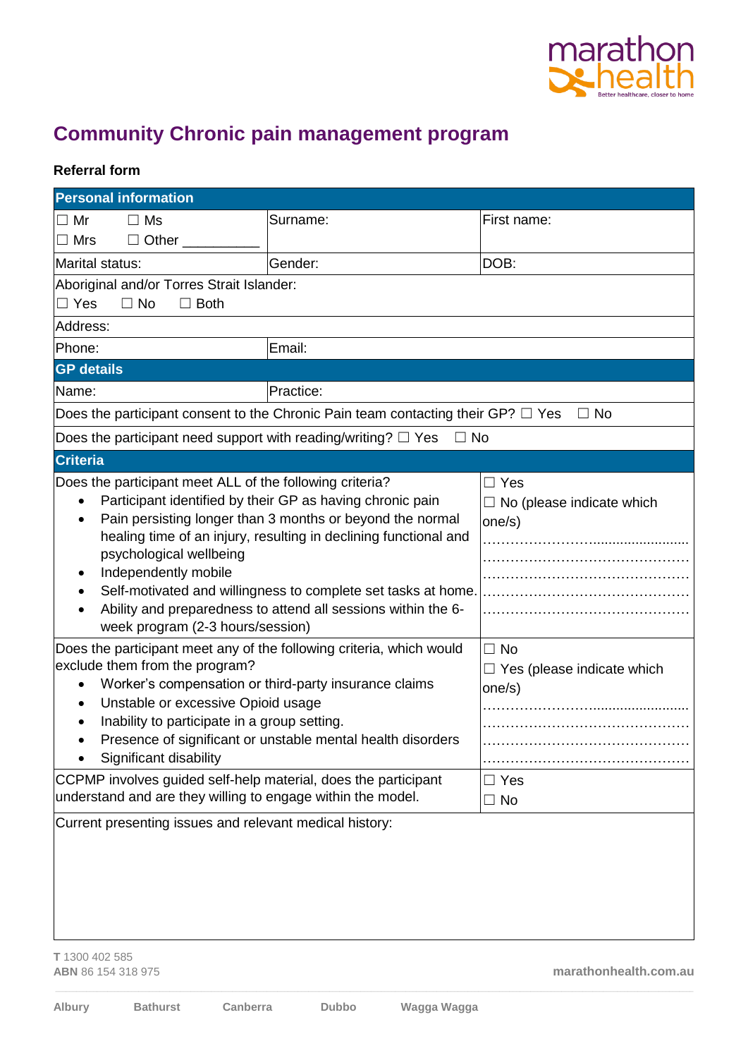# Community Chronic pain management program

**Referral form**

| **Personal information** | | |
|---|---|---|
| ☐ Mr ☐ Ms<br>☐ Mrs ☐ Other __________ | Surname: | First name: |
| Marital status: | Gender: | DOB: |
| Aboriginal and/or Torres Strait Islander:<br>☐ Yes ☐ No ☐ Both | | |
| Address: | | |
| Phone: | Email: | |
| **GP details** | | |
| Name: | Practice: | |
| Does the participant consent to the Chronic Pain team contacting their GP? ☐ Yes ☐ No | | |
| Does the participant need support with reading/writing? ☐ Yes ☐ No | | |
| **Criteria** | | |
| Does the participant meet ALL of the following criteria?<br>• Participant identified by their GP as having chronic pain<br>• Pain persisting longer than 3 months or beyond the normal healing time of an injury, resulting in declining functional and psychological wellbeing<br>• Independently mobile<br>• Self-motivated and willingness to complete set tasks at home.<br>• Ability and preparedness to attend all sessions within the 6-week program (2-3 hours/session) | | ☐ Yes<br>☐ No (please indicate which one/s)<br>……………………………………<br>……………………………………<br>……………………………………<br>…………………………………… |
| Does the participant meet any of the following criteria, which would exclude them from the program?<br>• Worker's compensation or third-party insurance claims<br>• Unstable or excessive Opioid usage<br>• Inability to participate in a group setting.<br>• Presence of significant or unstable mental health disorders<br>• Significant disability | | ☐ No<br>☐ Yes (please indicate which one/s)<br>……………………………………<br>……………………………………<br>……………………………………<br>…………………………………… |
| CCPMP involves guided self-help material, does the participant understand and are they willing to engage within the model. | | ☐ Yes<br>☐ No |
| Current presenting issues and relevant medical history: | | |

**T** 1300 402 585
**ABN** 86 154 318 975

**marathonhealth.com.au**

**Albury** **Bathurst** **Canberra** **Dubbo** **Wagga Wagga**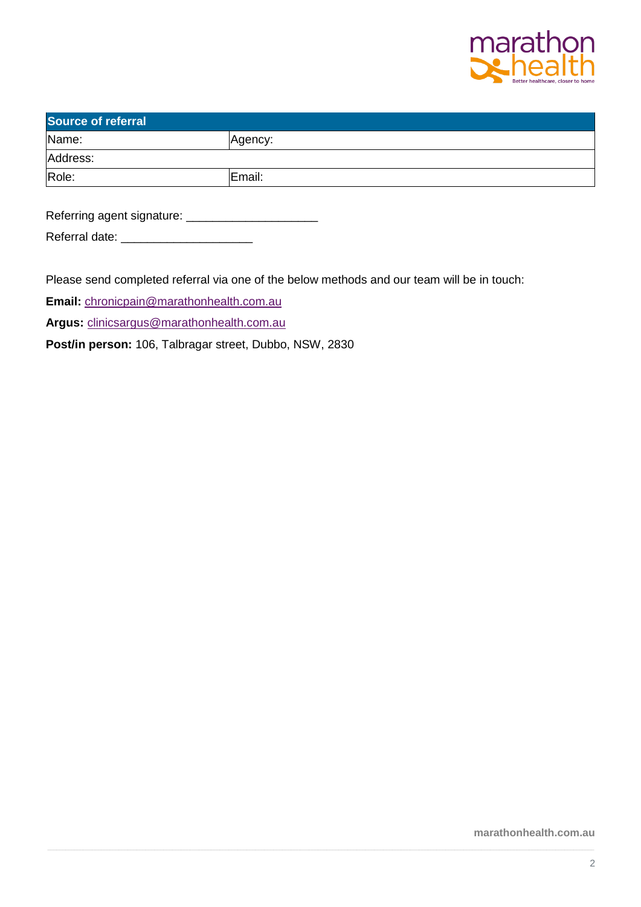| Source of referral | |
|---|---|
| Name: | Agency: |
| Address: | |
| Role: | Email: |

Referring agent signature: ____________________

Referral date: ____________________

Please send completed referral via one of the below methods and our team will be in touch:

**Email:** chronicpain@marathonhealth.com.au

**Argus:** clinicsargus@marathonhealth.com.au

**Post/in person:** 106, Talbragar street, Dubbo, NSW, 2830